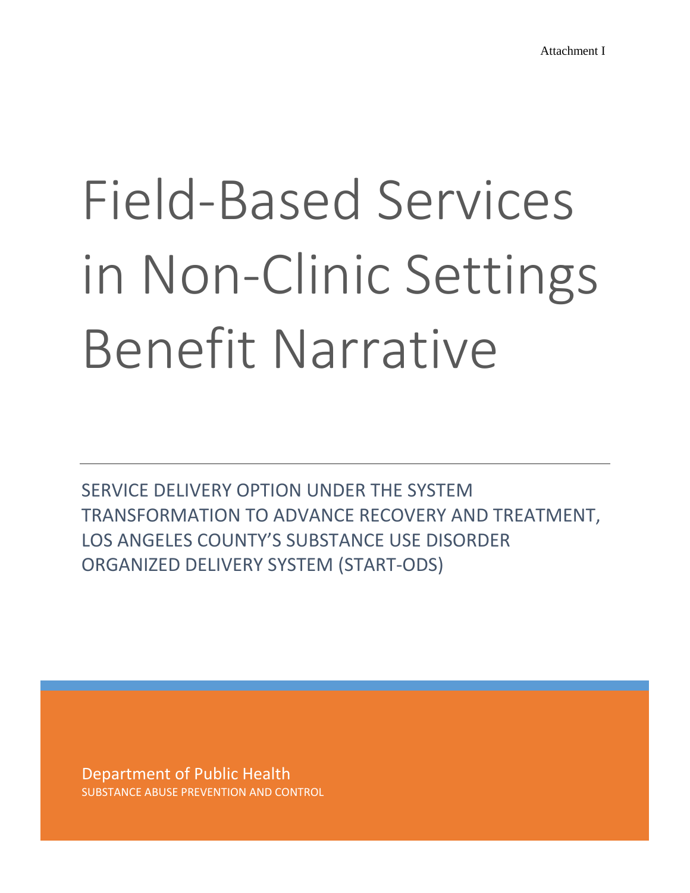Attachment I

# Field-Based Services in Non-Clinic Settings Benefit Narrative

SERVICE DELIVERY OPTION UNDER THE SYSTEM TRANSFORMATION TO ADVANCE RECOVERY AND TREATMENT, LOS ANGELES COUNTY'S SUBSTANCE USE DISORDER ORGANIZED DELIVERY SYSTEM (START-ODS)

Department of Public Health

SUBSTANCE ABUSE PREVENTION AND CONTROL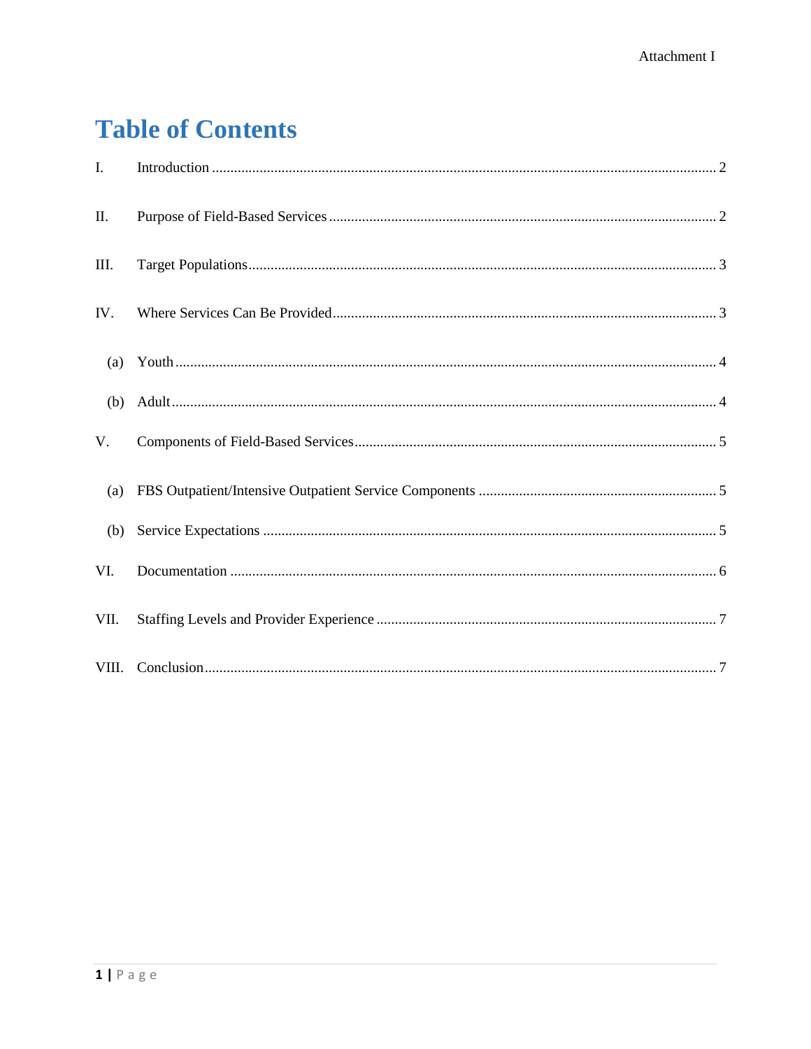# Table of Contents

I. Introduction ........ 2

II. Purpose of Field-Based Services ........ 2

III. Target Populations ........ 3

IV. Where Services Can Be Provided ........ 3

  (a) Youth ........ 4

  (b) Adult ........ 4

V. Components of Field-Based Services ........ 5

  (a) FBS Outpatient/Intensive Outpatient Service Components ........ 5

  (b) Service Expectations ........ 5

VI. Documentation ........ 6

VII. Staffing Levels and Provider Experience ........ 7

VIII. Conclusion ........ 7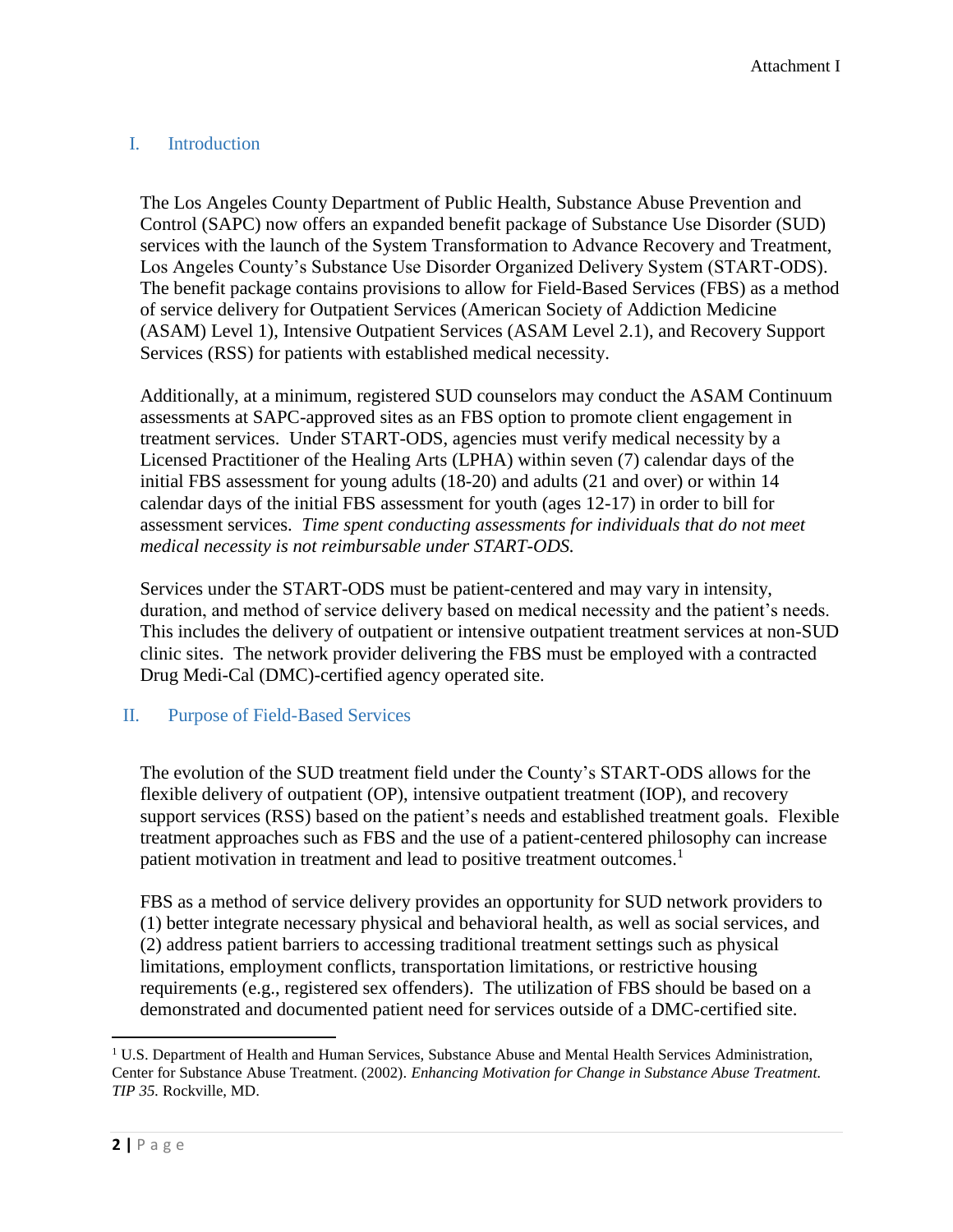## I. Introduction

The Los Angeles County Department of Public Health, Substance Abuse Prevention and Control (SAPC) now offers an expanded benefit package of Substance Use Disorder (SUD) services with the launch of the System Transformation to Advance Recovery and Treatment, Los Angeles County's Substance Use Disorder Organized Delivery System (START-ODS). The benefit package contains provisions to allow for Field-Based Services (FBS) as a method of service delivery for Outpatient Services (American Society of Addiction Medicine (ASAM) Level 1), Intensive Outpatient Services (ASAM Level 2.1), and Recovery Support Services (RSS) for patients with established medical necessity.

Additionally, at a minimum, registered SUD counselors may conduct the ASAM Continuum assessments at SAPC-approved sites as an FBS option to promote client engagement in treatment services. Under START-ODS, agencies must verify medical necessity by a Licensed Practitioner of the Healing Arts (LPHA) within seven (7) calendar days of the initial FBS assessment for young adults (18-20) and adults (21 and over) or within 14 calendar days of the initial FBS assessment for youth (ages 12-17) in order to bill for assessment services. *Time spent conducting assessments for individuals that do not meet medical necessity is not reimbursable under START-ODS.*

Services under the START-ODS must be patient-centered and may vary in intensity, duration, and method of service delivery based on medical necessity and the patient's needs. This includes the delivery of outpatient or intensive outpatient treatment services at non-SUD clinic sites. The network provider delivering the FBS must be employed with a contracted Drug Medi-Cal (DMC)-certified agency operated site.

## II. Purpose of Field-Based Services

The evolution of the SUD treatment field under the County's START-ODS allows for the flexible delivery of outpatient (OP), intensive outpatient treatment (IOP), and recovery support services (RSS) based on the patient's needs and established treatment goals. Flexible treatment approaches such as FBS and the use of a patient-centered philosophy can increase patient motivation in treatment and lead to positive treatment outcomes.[1]

FBS as a method of service delivery provides an opportunity for SUD network providers to (1) better integrate necessary physical and behavioral health, as well as social services, and (2) address patient barriers to accessing traditional treatment settings such as physical limitations, employment conflicts, transportation limitations, or restrictive housing requirements (e.g., registered sex offenders). The utilization of FBS should be based on a demonstrated and documented patient need for services outside of a DMC-certified site.

---

[1] U.S. Department of Health and Human Services, Substance Abuse and Mental Health Services Administration, Center for Substance Abuse Treatment. (2002). *Enhancing Motivation for Change in Substance Abuse Treatment. TIP 35.* Rockville, MD.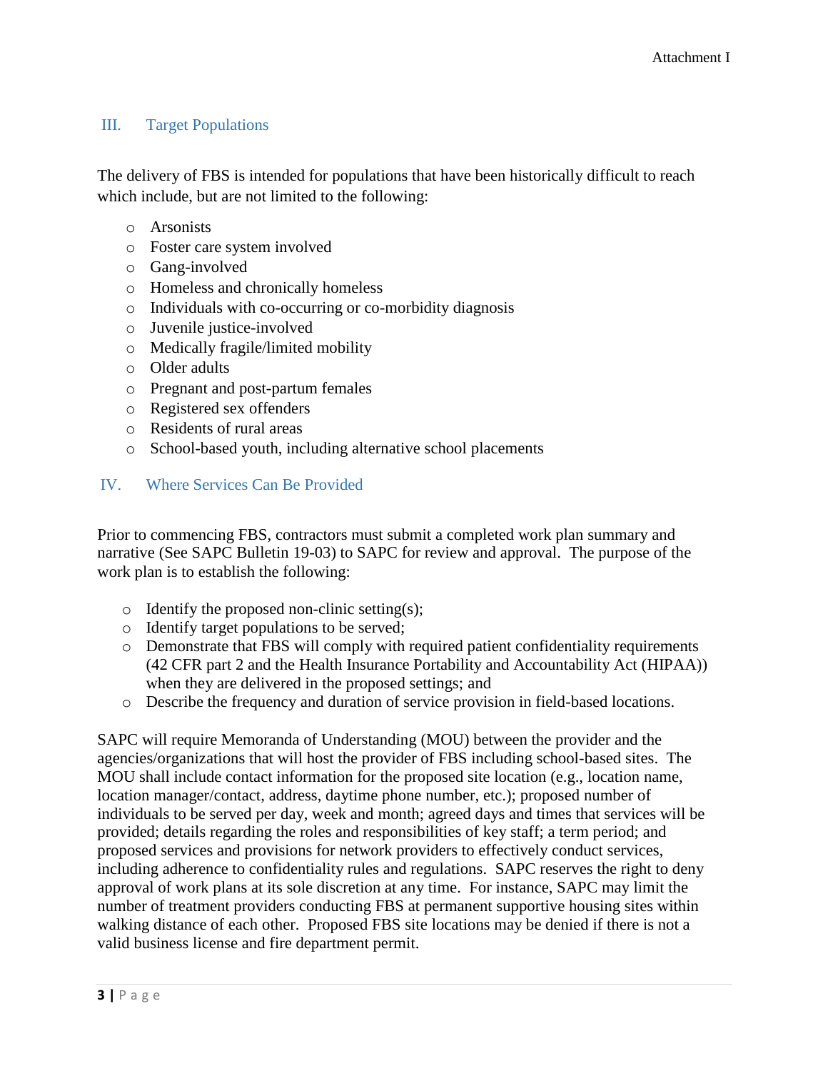## III. Target Populations

The delivery of FBS is intended for populations that have been historically difficult to reach which include, but are not limited to the following:

- Arsonists
- Foster care system involved
- Gang-involved
- Homeless and chronically homeless
- Individuals with co-occurring or co-morbidity diagnosis
- Juvenile justice-involved
- Medically fragile/limited mobility
- Older adults
- Pregnant and post-partum females
- Registered sex offenders
- Residents of rural areas
- School-based youth, including alternative school placements

## IV. Where Services Can Be Provided

Prior to commencing FBS, contractors must submit a completed work plan summary and narrative (See SAPC Bulletin 19-03) to SAPC for review and approval. The purpose of the work plan is to establish the following:

- Identify the proposed non-clinic setting(s);
- Identify target populations to be served;
- Demonstrate that FBS will comply with required patient confidentiality requirements (42 CFR part 2 and the Health Insurance Portability and Accountability Act (HIPAA)) when they are delivered in the proposed settings; and
- Describe the frequency and duration of service provision in field-based locations.

SAPC will require Memoranda of Understanding (MOU) between the provider and the agencies/organizations that will host the provider of FBS including school-based sites. The MOU shall include contact information for the proposed site location (e.g., location name, location manager/contact, address, daytime phone number, etc.); proposed number of individuals to be served per day, week and month; agreed days and times that services will be provided; details regarding the roles and responsibilities of key staff; a term period; and proposed services and provisions for network providers to effectively conduct services, including adherence to confidentiality rules and regulations. SAPC reserves the right to deny approval of work plans at its sole discretion at any time. For instance, SAPC may limit the number of treatment providers conducting FBS at permanent supportive housing sites within walking distance of each other. Proposed FBS site locations may be denied if there is not a valid business license and fire department permit.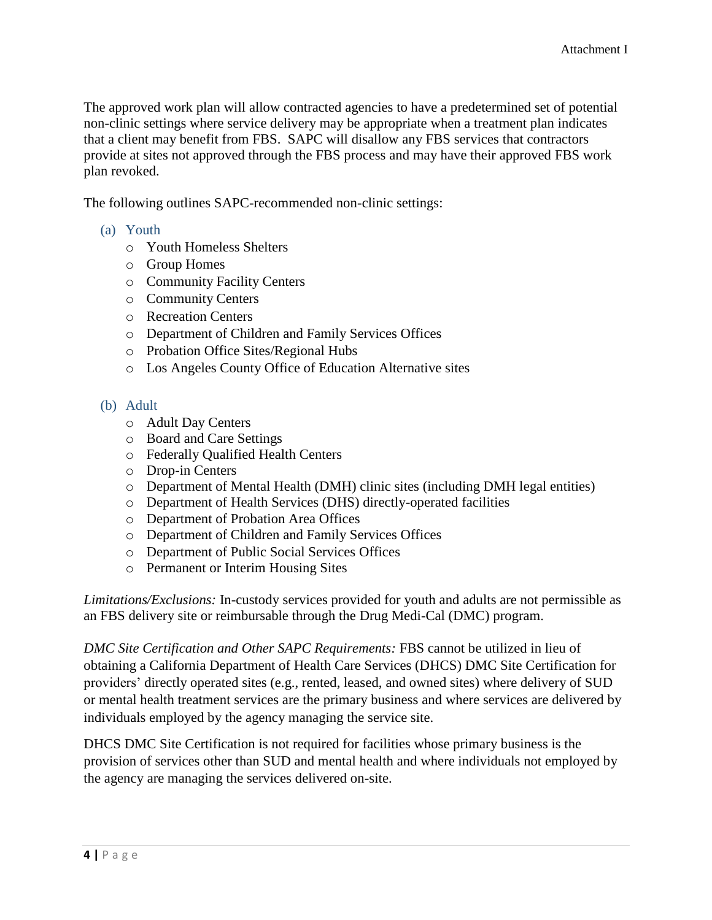The approved work plan will allow contracted agencies to have a predetermined set of potential non-clinic settings where service delivery may be appropriate when a treatment plan indicates that a client may benefit from FBS. SAPC will disallow any FBS services that contractors provide at sites not approved through the FBS process and may have their approved FBS work plan revoked.

The following outlines SAPC-recommended non-clinic settings:

(a) Youth

- Youth Homeless Shelters
- Group Homes
- Community Facility Centers
- Community Centers
- Recreation Centers
- Department of Children and Family Services Offices
- Probation Office Sites/Regional Hubs
- Los Angeles County Office of Education Alternative sites

(b) Adult

- Adult Day Centers
- Board and Care Settings
- Federally Qualified Health Centers
- Drop-in Centers
- Department of Mental Health (DMH) clinic sites (including DMH legal entities)
- Department of Health Services (DHS) directly-operated facilities
- Department of Probation Area Offices
- Department of Children and Family Services Offices
- Department of Public Social Services Offices
- Permanent or Interim Housing Sites

*Limitations/Exclusions:* In-custody services provided for youth and adults are not permissible as an FBS delivery site or reimbursable through the Drug Medi-Cal (DMC) program.

*DMC Site Certification and Other SAPC Requirements:* FBS cannot be utilized in lieu of obtaining a California Department of Health Care Services (DHCS) DMC Site Certification for providers' directly operated sites (e.g., rented, leased, and owned sites) where delivery of SUD or mental health treatment services are the primary business and where services are delivered by individuals employed by the agency managing the service site.

DHCS DMC Site Certification is not required for facilities whose primary business is the provision of services other than SUD and mental health and where individuals not employed by the agency are managing the services delivered on-site.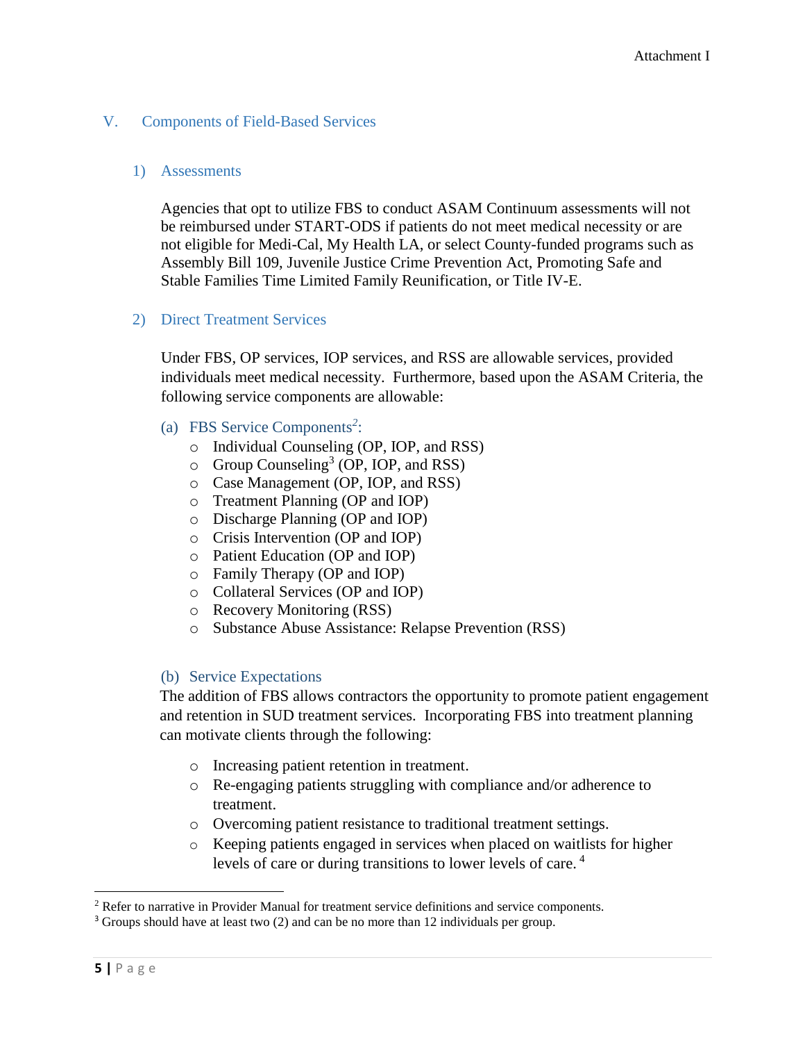## V. Components of Field-Based Services

### 1) Assessments

Agencies that opt to utilize FBS to conduct ASAM Continuum assessments will not be reimbursed under START-ODS if patients do not meet medical necessity or are not eligible for Medi-Cal, My Health LA, or select County-funded programs such as Assembly Bill 109, Juvenile Justice Crime Prevention Act, Promoting Safe and Stable Families Time Limited Family Reunification, or Title IV-E.

### 2) Direct Treatment Services

Under FBS, OP services, IOP services, and RSS are allowable services, provided individuals meet medical necessity. Furthermore, based upon the ASAM Criteria, the following service components are allowable:

#### (a) FBS Service Components[2]:

- Individual Counseling (OP, IOP, and RSS)
- Group Counseling[3] (OP, IOP, and RSS)
- Case Management (OP, IOP, and RSS)
- Treatment Planning (OP and IOP)
- Discharge Planning (OP and IOP)
- Crisis Intervention (OP and IOP)
- Patient Education (OP and IOP)
- Family Therapy (OP and IOP)
- Collateral Services (OP and IOP)
- Recovery Monitoring (RSS)
- Substance Abuse Assistance: Relapse Prevention (RSS)

#### (b) Service Expectations

The addition of FBS allows contractors the opportunity to promote patient engagement and retention in SUD treatment services. Incorporating FBS into treatment planning can motivate clients through the following:

- Increasing patient retention in treatment.
- Re-engaging patients struggling with compliance and/or adherence to treatment.
- Overcoming patient resistance to traditional treatment settings.
- Keeping patients engaged in services when placed on waitlists for higher levels of care or during transitions to lower levels of care.[4]

---

[2] Refer to narrative in Provider Manual for treatment service definitions and service components.

[3] Groups should have at least two (2) and can be no more than 12 individuals per group.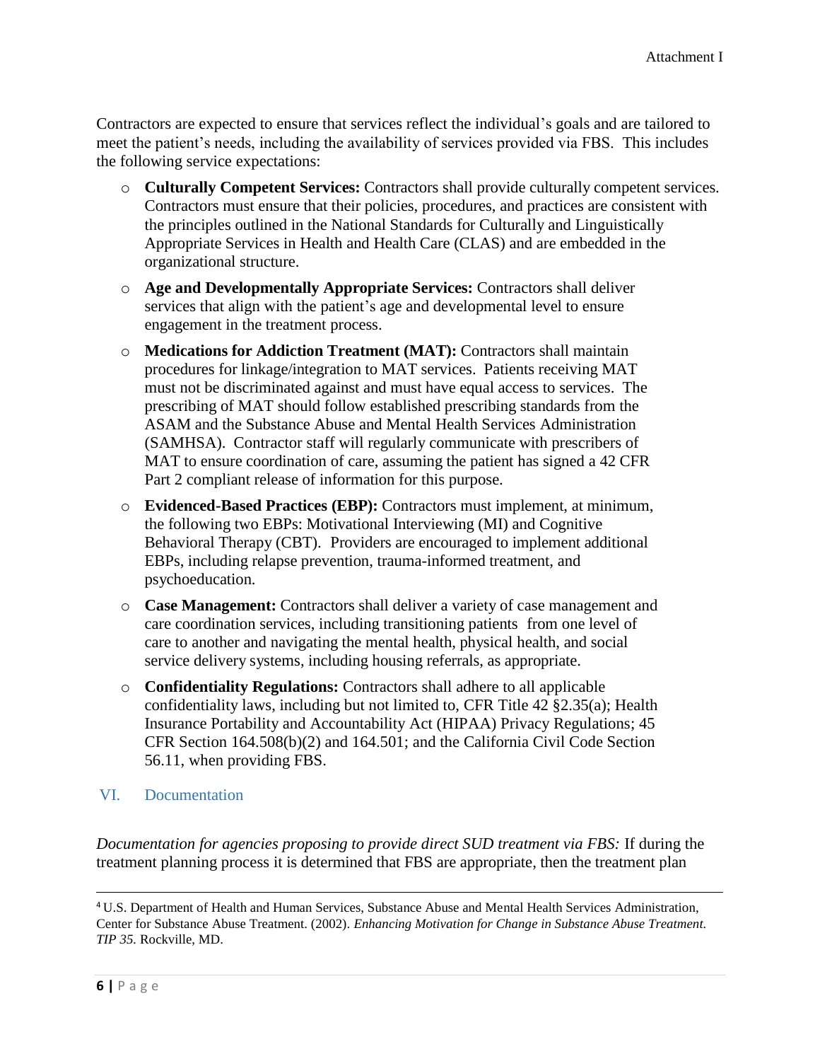Contractors are expected to ensure that services reflect the individual's goals and are tailored to meet the patient's needs, including the availability of services provided via FBS. This includes the following service expectations:

- **Culturally Competent Services:** Contractors shall provide culturally competent services. Contractors must ensure that their policies, procedures, and practices are consistent with the principles outlined in the National Standards for Culturally and Linguistically Appropriate Services in Health and Health Care (CLAS) and are embedded in the organizational structure.
- **Age and Developmentally Appropriate Services:** Contractors shall deliver services that align with the patient's age and developmental level to ensure engagement in the treatment process.
- **Medications for Addiction Treatment (MAT):** Contractors shall maintain procedures for linkage/integration to MAT services. Patients receiving MAT must not be discriminated against and must have equal access to services. The prescribing of MAT should follow established prescribing standards from the ASAM and the Substance Abuse and Mental Health Services Administration (SAMHSA). Contractor staff will regularly communicate with prescribers of MAT to ensure coordination of care, assuming the patient has signed a 42 CFR Part 2 compliant release of information for this purpose.
- **Evidenced-Based Practices (EBP):** Contractors must implement, at minimum, the following two EBPs: Motivational Interviewing (MI) and Cognitive Behavioral Therapy (CBT). Providers are encouraged to implement additional EBPs, including relapse prevention, trauma-informed treatment, and psychoeducation.
- **Case Management:** Contractors shall deliver a variety of case management and care coordination services, including transitioning patients from one level of care to another and navigating the mental health, physical health, and social service delivery systems, including housing referrals, as appropriate.
- **Confidentiality Regulations:** Contractors shall adhere to all applicable confidentiality laws, including but not limited to, CFR Title 42 §2.35(a); Health Insurance Portability and Accountability Act (HIPAA) Privacy Regulations; 45 CFR Section 164.508(b)(2) and 164.501; and the California Civil Code Section 56.11, when providing FBS.

## VI. Documentation

*Documentation for agencies proposing to provide direct SUD treatment via FBS:* If during the treatment planning process it is determined that FBS are appropriate, then the treatment plan

---

[4] U.S. Department of Health and Human Services, Substance Abuse and Mental Health Services Administration, Center for Substance Abuse Treatment. (2002). *Enhancing Motivation for Change in Substance Abuse Treatment. TIP 35.* Rockville, MD.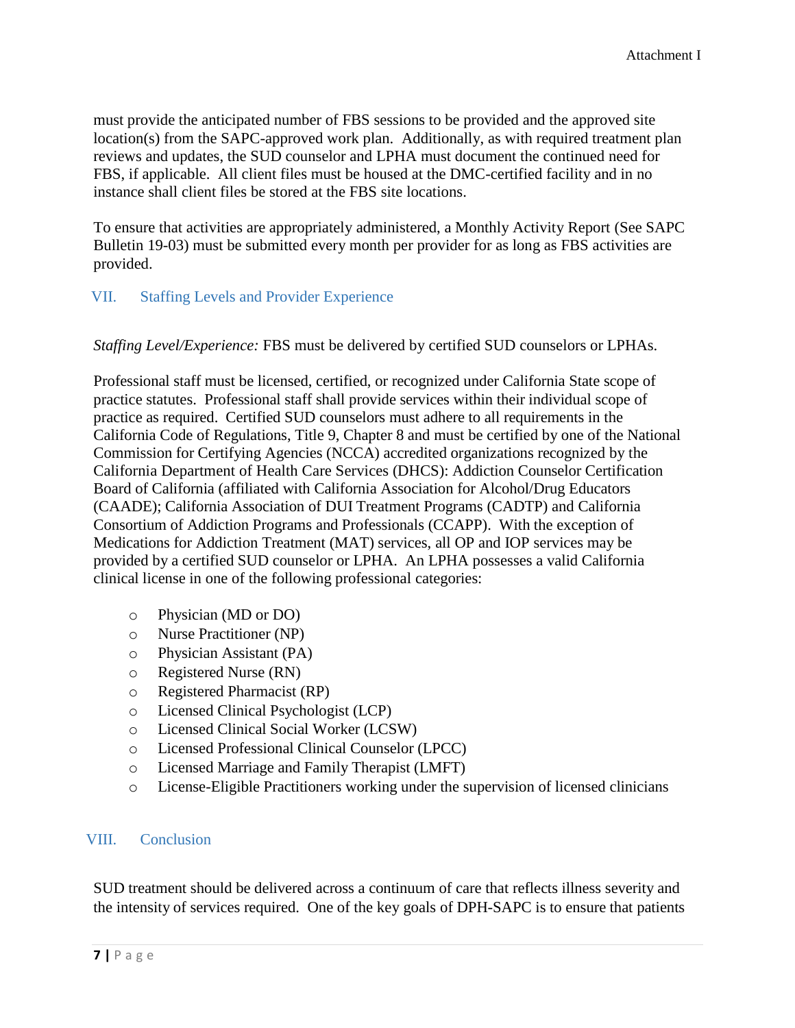must provide the anticipated number of FBS sessions to be provided and the approved site location(s) from the SAPC-approved work plan. Additionally, as with required treatment plan reviews and updates, the SUD counselor and LPHA must document the continued need for FBS, if applicable. All client files must be housed at the DMC-certified facility and in no instance shall client files be stored at the FBS site locations.

To ensure that activities are appropriately administered, a Monthly Activity Report (See SAPC Bulletin 19-03) must be submitted every month per provider for as long as FBS activities are provided.

## VII. Staffing Levels and Provider Experience

*Staffing Level/Experience:* FBS must be delivered by certified SUD counselors or LPHAs.

Professional staff must be licensed, certified, or recognized under California State scope of practice statutes. Professional staff shall provide services within their individual scope of practice as required. Certified SUD counselors must adhere to all requirements in the California Code of Regulations, Title 9, Chapter 8 and must be certified by one of the National Commission for Certifying Agencies (NCCA) accredited organizations recognized by the California Department of Health Care Services (DHCS): Addiction Counselor Certification Board of California (affiliated with California Association for Alcohol/Drug Educators (CAADE); California Association of DUI Treatment Programs (CADTP) and California Consortium of Addiction Programs and Professionals (CCAPP). With the exception of Medications for Addiction Treatment (MAT) services, all OP and IOP services may be provided by a certified SUD counselor or LPHA. An LPHA possesses a valid California clinical license in one of the following professional categories:

- Physician (MD or DO)
- Nurse Practitioner (NP)
- Physician Assistant (PA)
- Registered Nurse (RN)
- Registered Pharmacist (RP)
- Licensed Clinical Psychologist (LCP)
- Licensed Clinical Social Worker (LCSW)
- Licensed Professional Clinical Counselor (LPCC)
- Licensed Marriage and Family Therapist (LMFT)
- License-Eligible Practitioners working under the supervision of licensed clinicians

## VIII. Conclusion

SUD treatment should be delivered across a continuum of care that reflects illness severity and the intensity of services required. One of the key goals of DPH-SAPC is to ensure that patients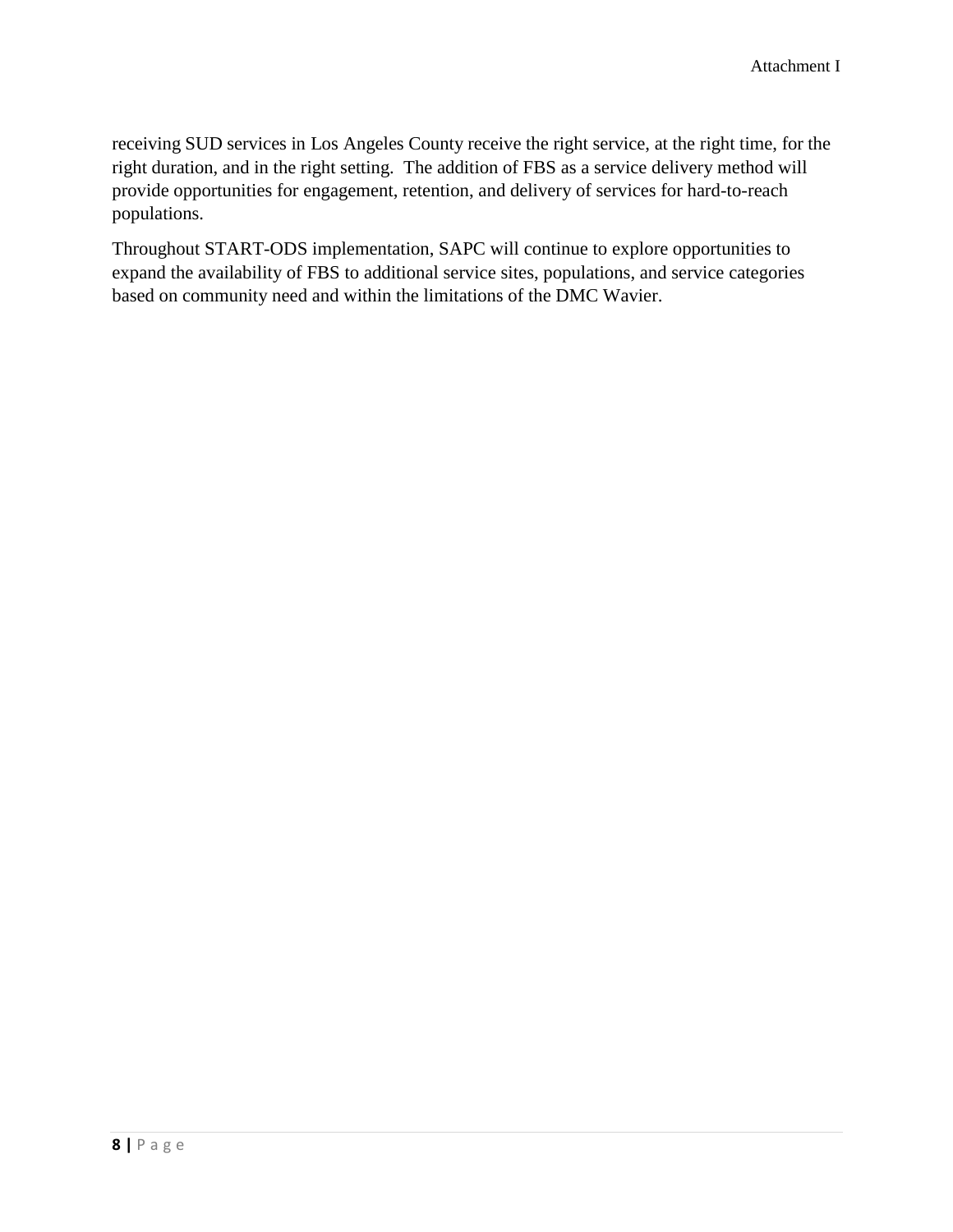receiving SUD services in Los Angeles County receive the right service, at the right time, for the right duration, and in the right setting. The addition of FBS as a service delivery method will provide opportunities for engagement, retention, and delivery of services for hard-to-reach populations.

Throughout START-ODS implementation, SAPC will continue to explore opportunities to expand the availability of FBS to additional service sites, populations, and service categories based on community need and within the limitations of the DMC Wavier.